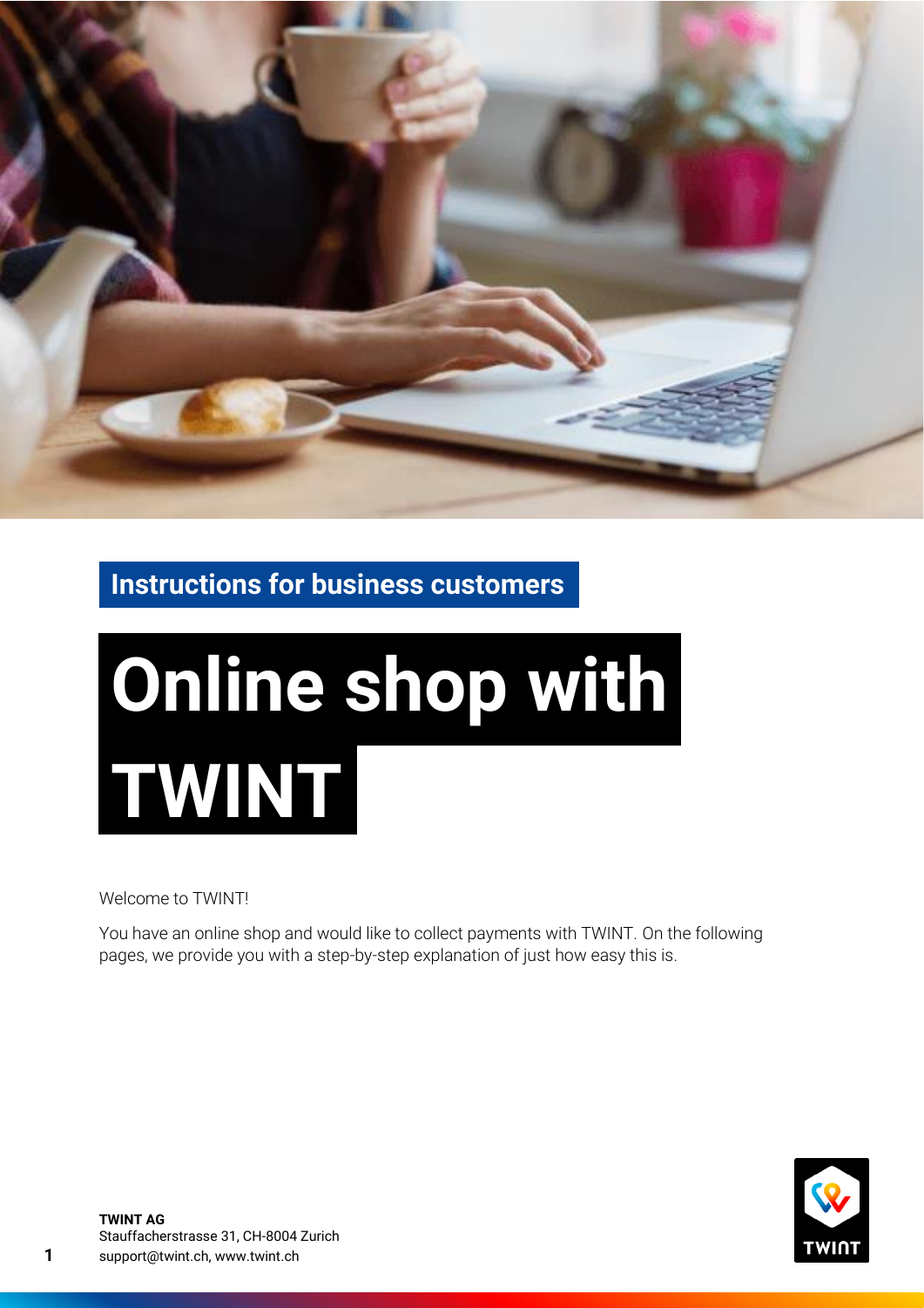**Instructions for business customers**

# Online shop with TWINT

Welcome to TWINT!

You have an online shop and would like to collect payments with TWINT. On the following pages, we provide you with a step-by-step explanation of just how easy this is.

**TWINT AG**
Stauffacherstrasse 31, CH-8004 Zurich
support@twint.ch, www.twint.ch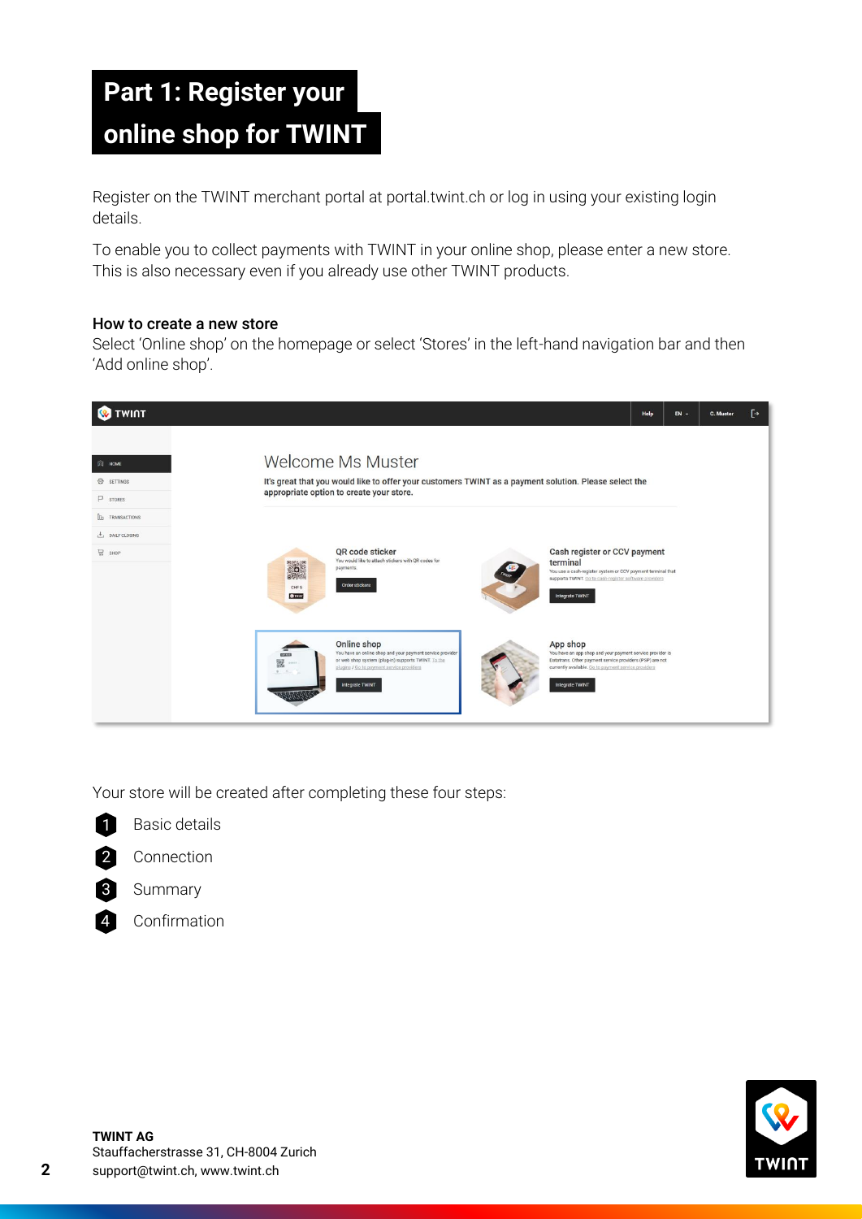# Part 1: Register your online shop for TWINT

Register on the TWINT merchant portal at portal.twint.ch or log in using your existing login details.

To enable you to collect payments with TWINT in your online shop, please enter a new store. This is also necessary even if you already use other TWINT products.

### How to create a new store

Select 'Online shop' on the homepage or select 'Stores' in the left-hand navigation bar and then 'Add online shop'.

Your store will be created after completing these four steps:

1. Basic details
2. Connection
3. Summary
4. Confirmation

**TWINT AG**
Stauffacherstrasse 31, CH-8004 Zurich
support@twint.ch, www.twint.ch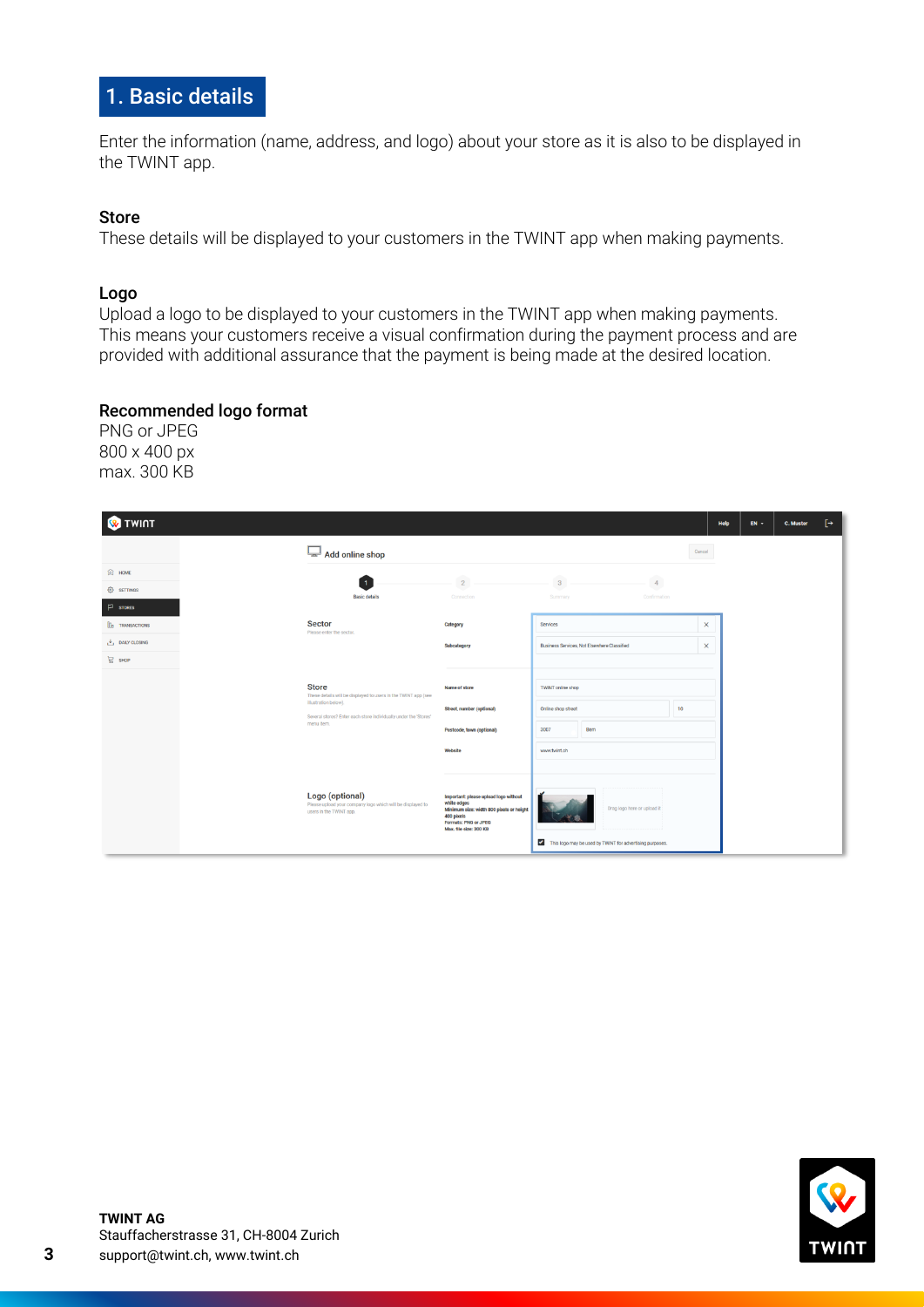# 1. Basic details

Enter the information (name, address, and logo) about your store as it is also to be displayed in the TWINT app.

### Store

These details will be displayed to your customers in the TWINT app when making payments.

### Logo

Upload a logo to be displayed to your customers in the TWINT app when making payments. This means your customers receive a visual confirmation during the payment process and are provided with additional assurance that the payment is being made at the desired location.

### Recommended logo format

PNG or JPEG
800 x 400 px
max. 300 KB

**TWINT AG**
Stauffacherstrasse 31, CH-8004 Zurich
support@twint.ch, www.twint.ch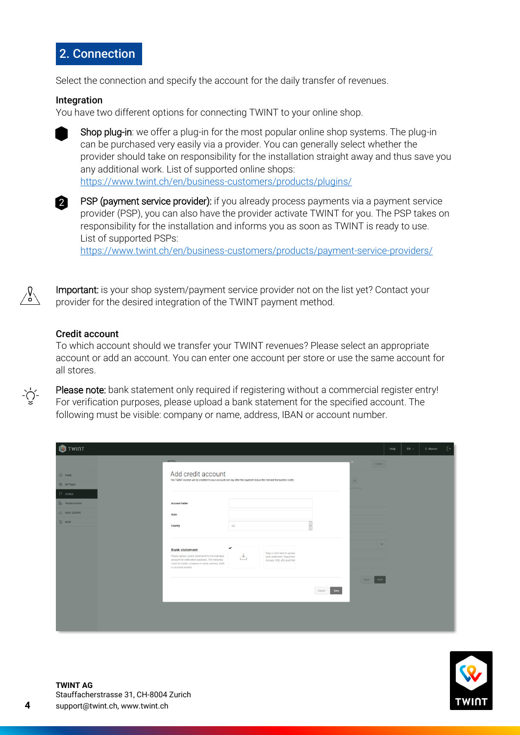## 2. Connection

Select the connection and specify the account for the daily transfer of revenues.

### Integration

You have two different options for connecting TWINT to your online shop.

1. **Shop plug-in**: we offer a plug-in for the most popular online shop systems. The plug-in can be purchased very easily via a provider. You can generally select whether the provider should take on responsibility for the installation straight away and thus save you any additional work. List of supported online shops: https://www.twint.ch/en/business-customers/products/plugins/

2. **PSP (payment service provider):** if you already process payments via a payment service provider (PSP), you can also have the provider activate TWINT for you. The PSP takes on responsibility for the installation and informs you as soon as TWINT is ready to use. List of supported PSPs: https://www.twint.ch/en/business-customers/products/payment-service-providers/

**Important:** is your shop system/payment service provider not on the list yet? Contact your provider for the desired integration of the TWINT payment method.

### Credit account

To which account should we transfer your TWINT revenues? Please select an appropriate account or add an account. You can enter one account per store or use the same account for all stores.

**Please note:** bank statement only required if registering without a commercial register entry! For verification purposes, please upload a bank statement for the specified account. The following must be visible: company or name, address, IBAN or account number.

**TWINT AG**
Stauffacherstrasse 31, CH-8004 Zurich
support@twint.ch, www.twint.ch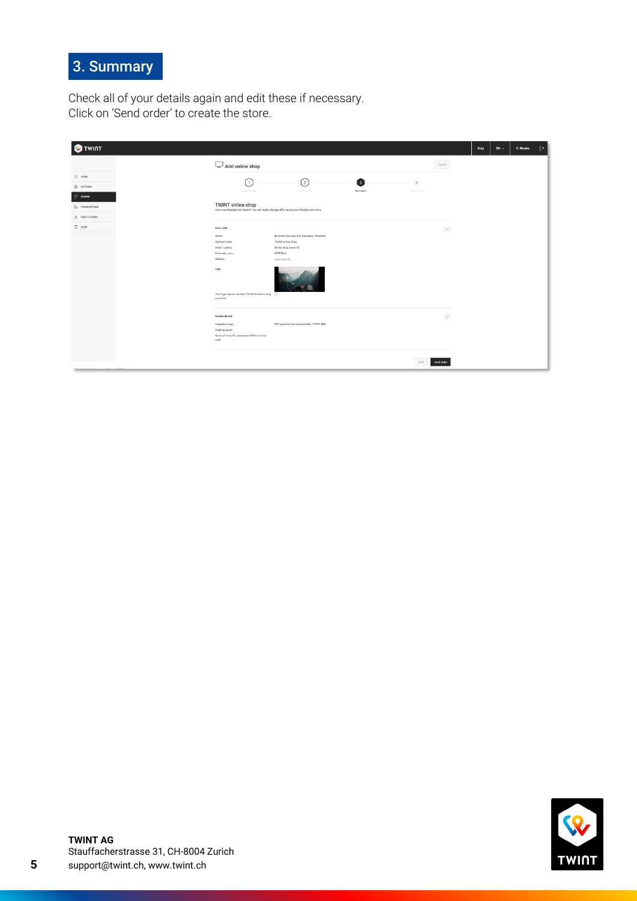# 3. Summary

Check all of your details again and edit these if necessary.
Click on 'Send order' to create the store.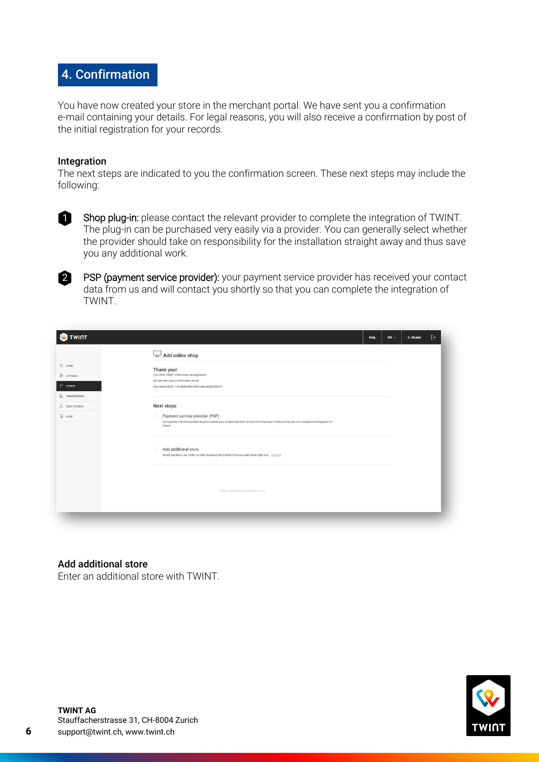## 4. Confirmation

You have now created your store in the merchant portal. We have sent you a confirmation e-mail containing your details. For legal reasons, you will also receive a confirmation by post of the initial registration for your records.

### Integration

The next steps are indicated to you the confirmation screen. These next steps may include the following:

1. **Shop plug-in:** please contact the relevant provider to complete the integration of TWINT. The plug-in can be purchased very easily via a provider. You can generally select whether the provider should take on responsibility for the installation straight away and thus save you any additional work.

2. **PSP (payment service provider):** your payment service provider has received your contact data from us and will contact you shortly so that you can complete the integration of TWINT.

### Add additional store

Enter an additional store with TWINT.

**TWINT AG**
Stauffacherstrasse 31, CH-8004 Zurich
support@twint.ch, www.twint.ch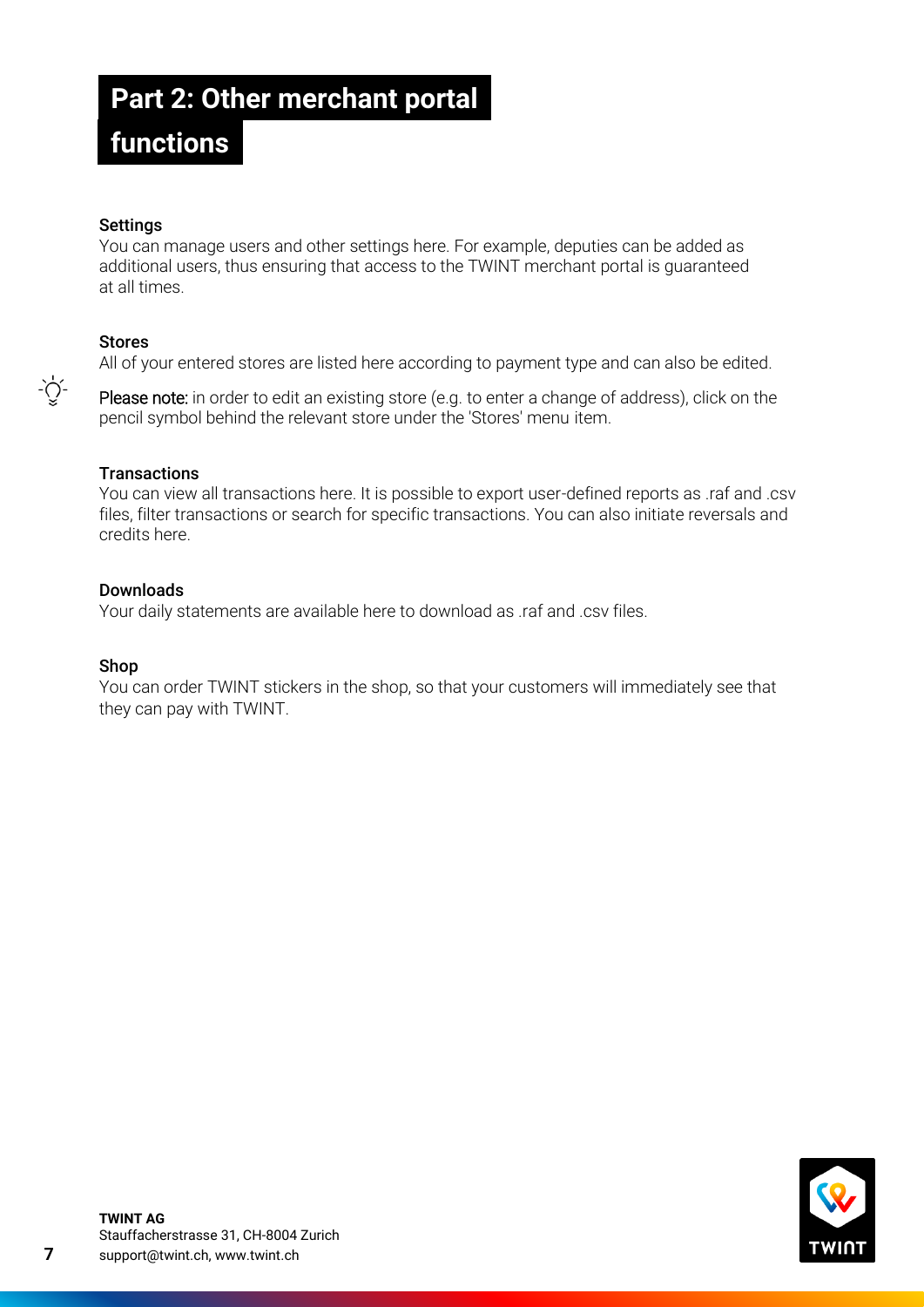# Part 2: Other merchant portal functions

### Settings

You can manage users and other settings here. For example, deputies can be added as additional users, thus ensuring that access to the TWINT merchant portal is guaranteed at all times.

### Stores

All of your entered stores are listed here according to payment type and can also be edited.

**Please note:** in order to edit an existing store (e.g. to enter a change of address), click on the pencil symbol behind the relevant store under the 'Stores' menu item.

### Transactions

You can view all transactions here. It is possible to export user-defined reports as .raf and .csv files, filter transactions or search for specific transactions. You can also initiate reversals and credits here.

### Downloads

Your daily statements are available here to download as .raf and .csv files.

### Shop

You can order TWINT stickers in the shop, so that your customers will immediately see that they can pay with TWINT.

**TWINT AG**
Stauffacherstrasse 31, CH-8004 Zurich
support@twint.ch, www.twint.ch